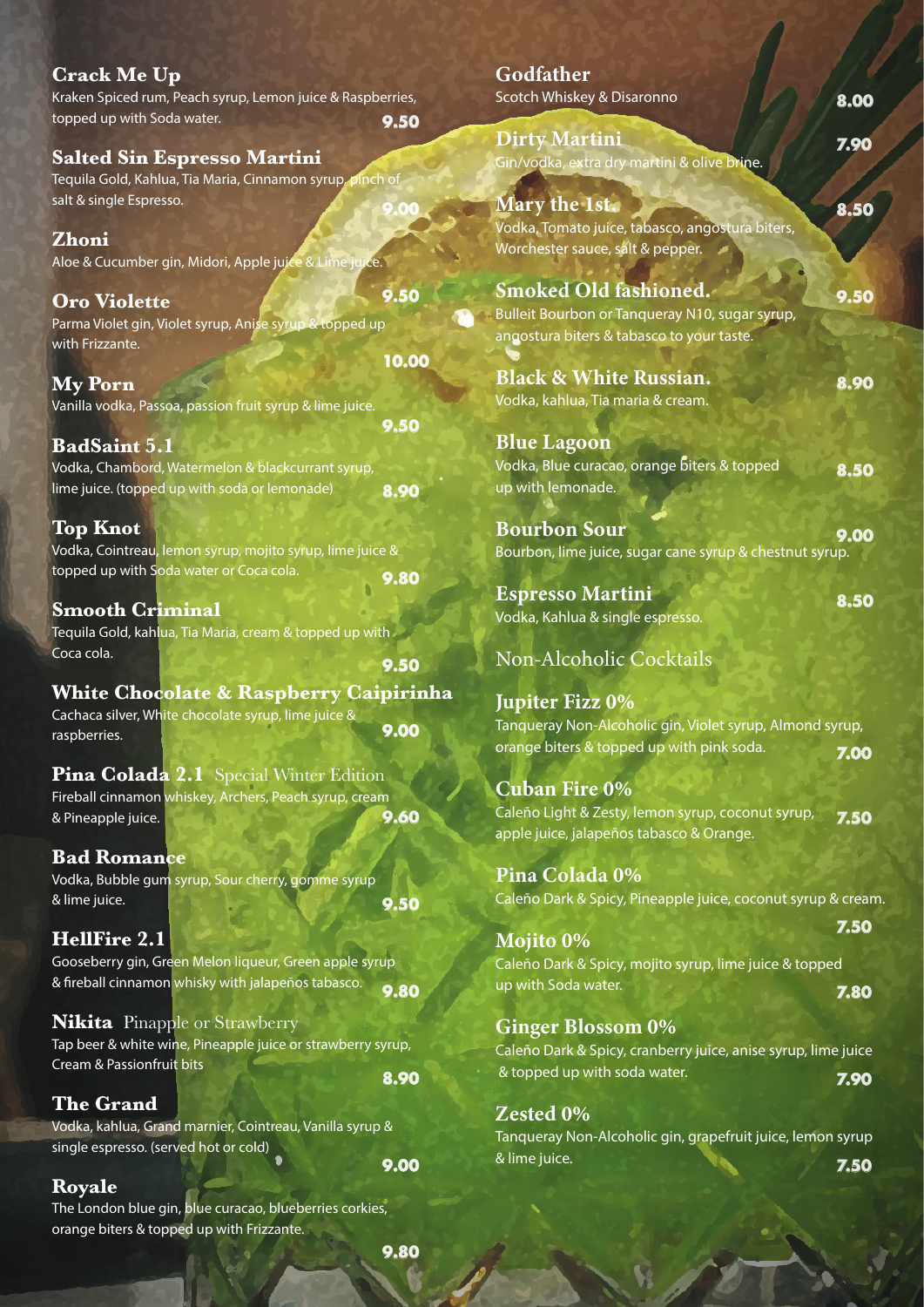**Crack Me Up**
Kraken Spiced rum, Peach syrup, Lemon juice & Raspberries, topped up with Soda water. **9.50**

**Salted Sin Espresso Martini**
Tequila Gold, Kahlua, Tia Maria, Cinnamon syrup, pinch of salt & single Espresso. **9.00**

**Zhoni**
Aloe & Cucumber gin, Midori, Apple juice & Lime juice. **9.50**

**Oro Violette**
Parma Violet gin, Violet syrup, Anise syrup & topped up with Frizzante. **10.00**

**My Porn**
Vanilla vodka, Passoa, passion fruit syrup & lime juice. **9.50**

**BadSaint 5.1**
Vodka, Chambord, Watermelon & blackcurrant syrup, lime juice. (topped up with soda or lemonade) **8.90**

**Top Knot**
Vodka, Cointreau, lemon syrup, mojito syrup, lime juice & topped up with Soda water or Coca cola. **9.80**

**Smooth Criminal**
Tequila Gold, kahlua, Tia Maria, cream & topped up with Coca cola. **9.50**

**White Chocolate & Raspberry Caipirinha**
Cachaca silver, White chocolate syrup, lime juice & raspberries. **9.00**

**Pina Colada 2.1** Special Winter Edition
Fireball cinnamon whiskey, Archers, Peach syrup, cream & Pineapple juice. **9.60**

**Bad Romance**
Vodka, Bubble gum syrup, Sour cherry, gomme syrup & lime juice. **9.50**

**HellFire 2.1**
Gooseberry gin, Green Melon liqueur, Green apple syrup & fireball cinnamon whisky with jalapeños tabasco. **9.80**

**Nikita** Pinapple or Strawberry
Tap beer & white wine, Pineapple juice or strawberry syrup, Cream & Passionfruit bits **8.90**

**The Grand**
Vodka, kahlua, Grand marnier, Cointreau, Vanilla syrup & single espresso. (served hot or cold) **9.00**

**Royale**
The London blue gin, blue curacao, blueberries corkies, orange biters & topped up with Frizzante. **9.80**

**Godfather**
Scotch Whiskey & Disaronno **8.00**

**Dirty Martini**
Gin/vodka, extra dry martini & olive brine. **7.90**

**Mary the 1st.**
Vodka, Tomato juice, tabasco, angostura biters, Worchester sauce, salt & pepper. **8.50**

**Smoked Old fashioned.**
Bulleit Bourbon or Tanqueray N10, sugar syrup, angostura biters & tabasco to your taste. **9.50**

**Black & White Russian.**
Vodka, kahlua, Tia maria & cream. **8.90**

**Blue Lagoon**
Vodka, Blue curacao, orange biters & topped up with lemonade. **8.50**

**Bourbon Sour**
Bourbon, lime juice, sugar cane syrup & chestnut syrup. **9.00**

**Espresso Martini**
Vodka, Kahlua & single espresso. **8.50**

## Non-Alcoholic Cocktails

**Jupiter Fizz 0%**
Tanqueray Non-Alcoholic gin, Violet syrup, Almond syrup, orange biters & topped up with pink soda. **7.00**

**Cuban Fire 0%**
Caleño Light & Zesty, lemon syrup, coconut syrup, apple juice, jalapeños tabasco & Orange. **7.50**

**Pina Colada 0%**
Caleño Dark & Spicy, Pineapple juice, coconut syrup & cream. **7.50**

**Mojito 0%**
Caleño Dark & Spicy, mojito syrup, lime juice & topped up with Soda water. **7.80**

**Ginger Blossom 0%**
Caleño Dark & Spicy, cranberry juice, anise syrup, lime juice & topped up with soda water. **7.90**

**Zested 0%**
Tanqueray Non-Alcoholic gin, grapefruit juice, lemon syrup & lime juice. **7.50**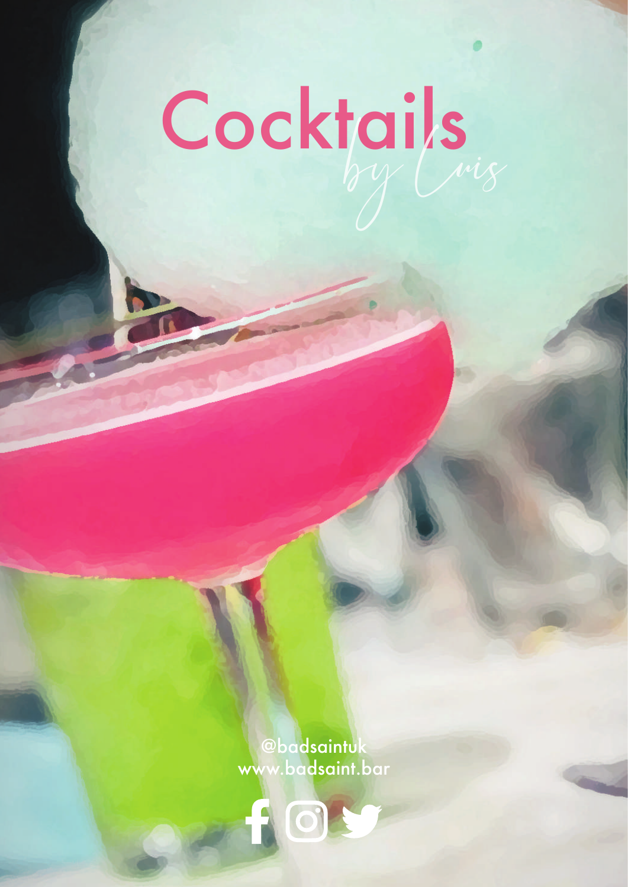# Cocktails

*by Luis*

@badsaintuk
www.badsaint.bar